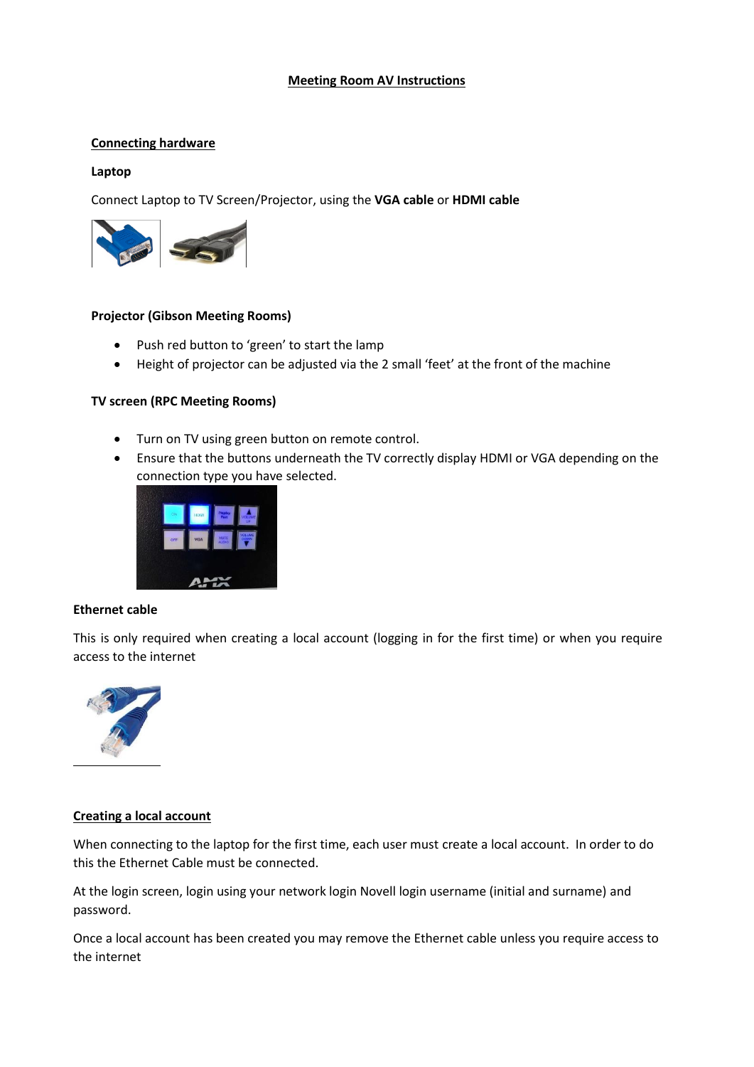# Meeting Room AV Instructions

## Connecting hardware

### Laptop

Connect Laptop to TV Screen/Projector, using the **VGA cable** or **HDMI cable**

### Projector (Gibson Meeting Rooms)

- Push red button to 'green' to start the lamp
- Height of projector can be adjusted via the 2 small 'feet' at the front of the machine

### TV screen (RPC Meeting Rooms)

- Turn on TV using green button on remote control.
- Ensure that the buttons underneath the TV correctly display HDMI or VGA depending on the connection type you have selected.

### Ethernet cable

This is only required when creating a local account (logging in for the first time) or when you require access to the internet

## Creating a local account

When connecting to the laptop for the first time, each user must create a local account. In order to do this the Ethernet Cable must be connected.

At the login screen, login using your network login Novell login username (initial and surname) and password.

Once a local account has been created you may remove the Ethernet cable unless you require access to the internet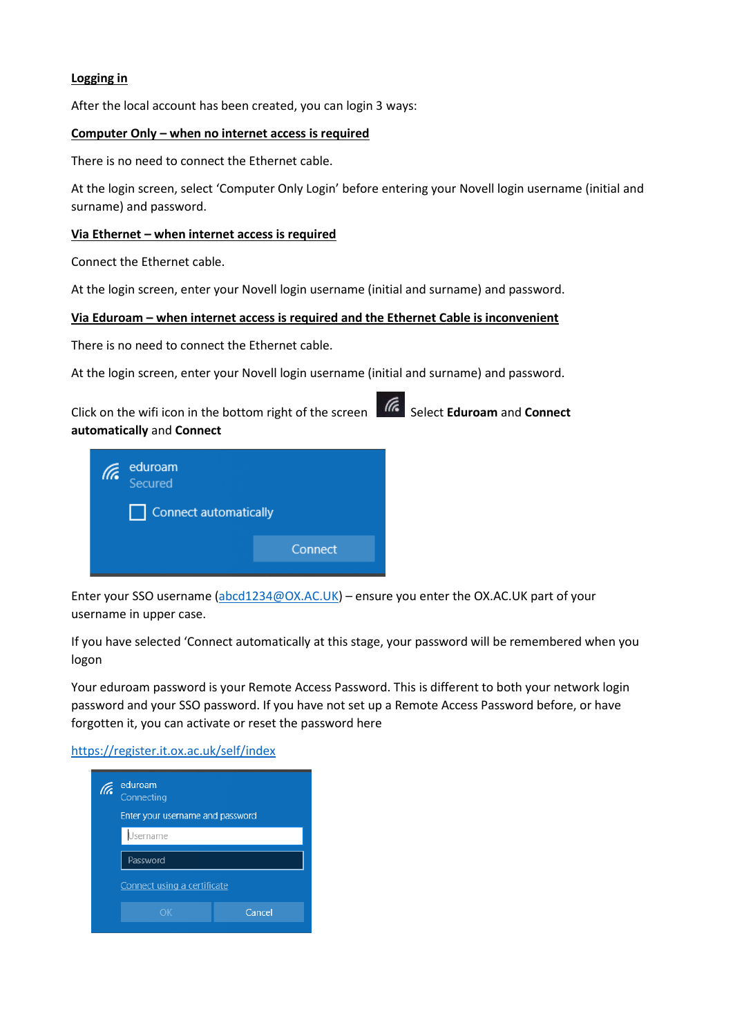**Logging in**

After the local account has been created, you can login 3 ways:

**Computer Only – when no internet access is required**

There is no need to connect the Ethernet cable.

At the login screen, select 'Computer Only Login' before entering your Novell login username (initial and surname) and password.

**Via Ethernet – when internet access is required**

Connect the Ethernet cable.

At the login screen, enter your Novell login username (initial and surname) and password.

**Via Eduroam – when internet access is required and the Ethernet Cable is inconvenient**

There is no need to connect the Ethernet cable.

At the login screen, enter your Novell login username (initial and surname) and password.

Click on the wifi icon in the bottom right of the screen Select **Eduroam** and **Connect automatically** and **Connect**

Enter your SSO username (abcd1234@OX.AC.UK) – ensure you enter the OX.AC.UK part of your username in upper case.

If you have selected 'Connect automatically at this stage, your password will be remembered when you logon

Your eduroam password is your Remote Access Password. This is different to both your network login password and your SSO password. If you have not set up a Remote Access Password before, or have forgotten it, you can activate or reset the password here

https://register.it.ox.ac.uk/self/index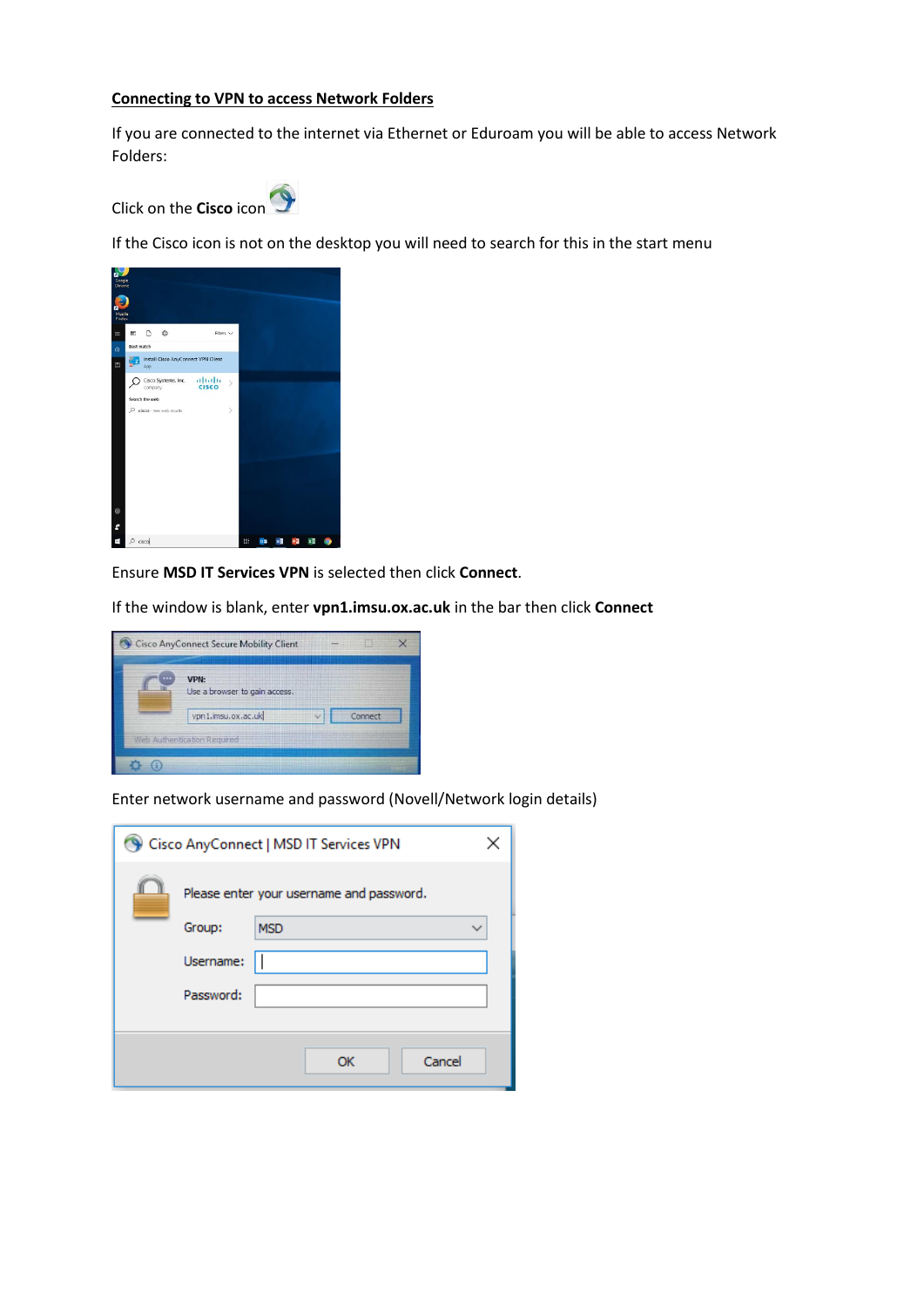**Connecting to VPN to access Network Folders**

If you are connected to the internet via Ethernet or Eduroam you will be able to access Network Folders:

Click on the **Cisco** icon

If the Cisco icon is not on the desktop you will need to search for this in the start menu

Ensure **MSD IT Services VPN** is selected then click **Connect**.

If the window is blank, enter **vpn1.imsu.ox.ac.uk** in the bar then click **Connect**

Enter network username and password (Novell/Network login details)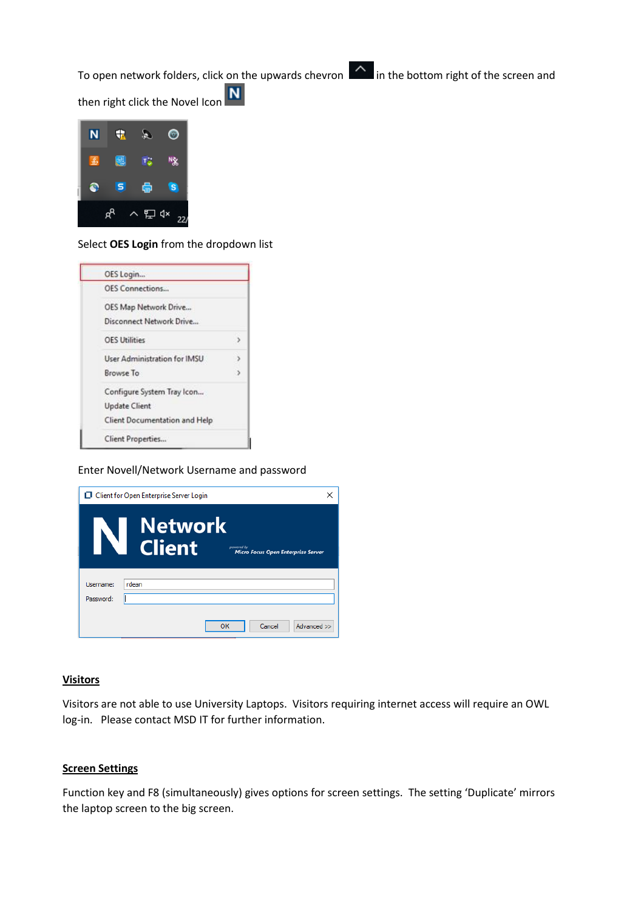To open network folders, click on the upwards chevron in the bottom right of the screen and then right click the Novel Icon

Select **OES Login** from the dropdown list

Enter Novell/Network Username and password

## Visitors

Visitors are not able to use University Laptops. Visitors requiring internet access will require an OWL log-in. Please contact MSD IT for further information.

## Screen Settings

Function key and F8 (simultaneously) gives options for screen settings. The setting 'Duplicate' mirrors the laptop screen to the big screen.